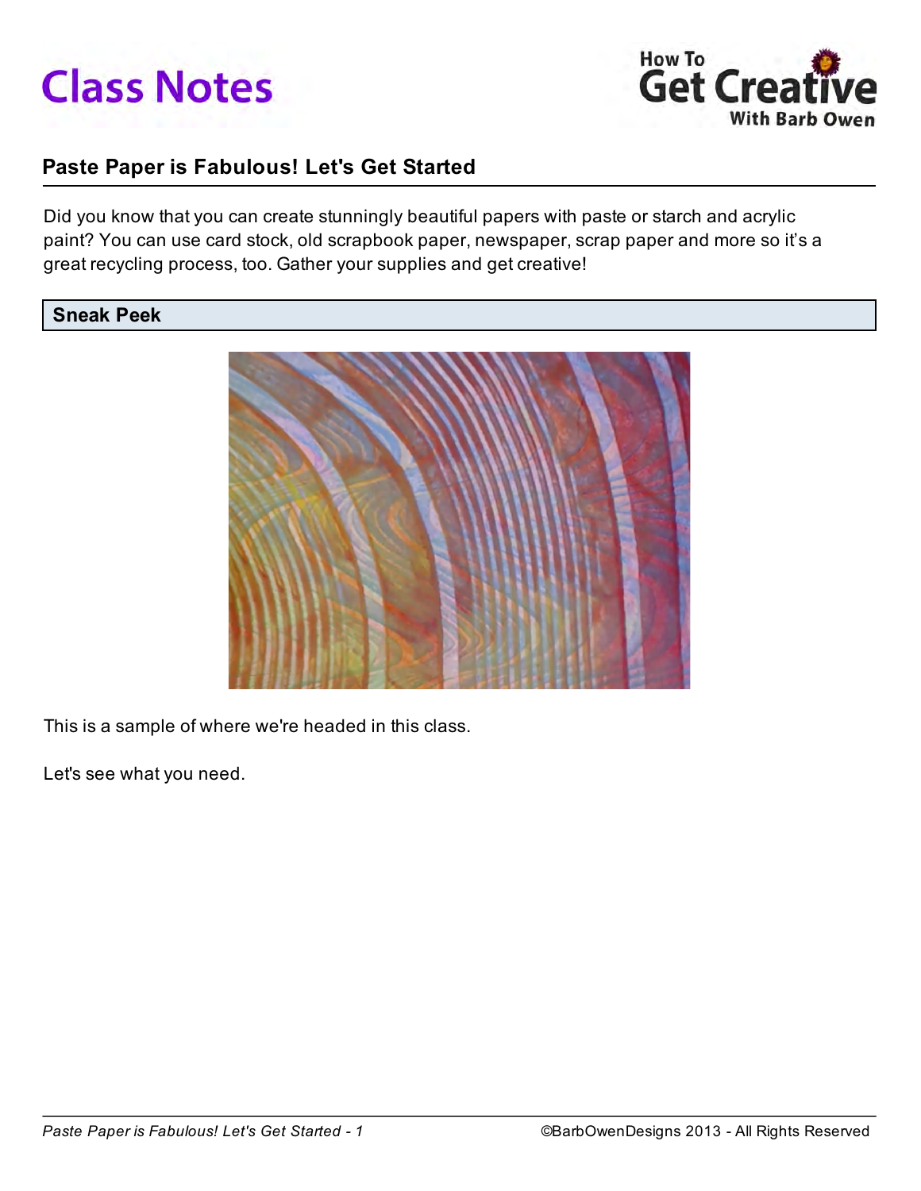# Class Notes

**How To Get Creative With Barb Owen**

## Paste Paper is Fabulous! Let's Get Started

Did you know that you can create stunningly beautiful papers with paste or starch and acrylic paint? You can use card stock, old scrapbook paper, newspaper, scrap paper and more so it's a great recycling process, too. Gather your supplies and get creative!

### Sneak Peek

This is a sample of where we're headed in this class.

Let's see what you need.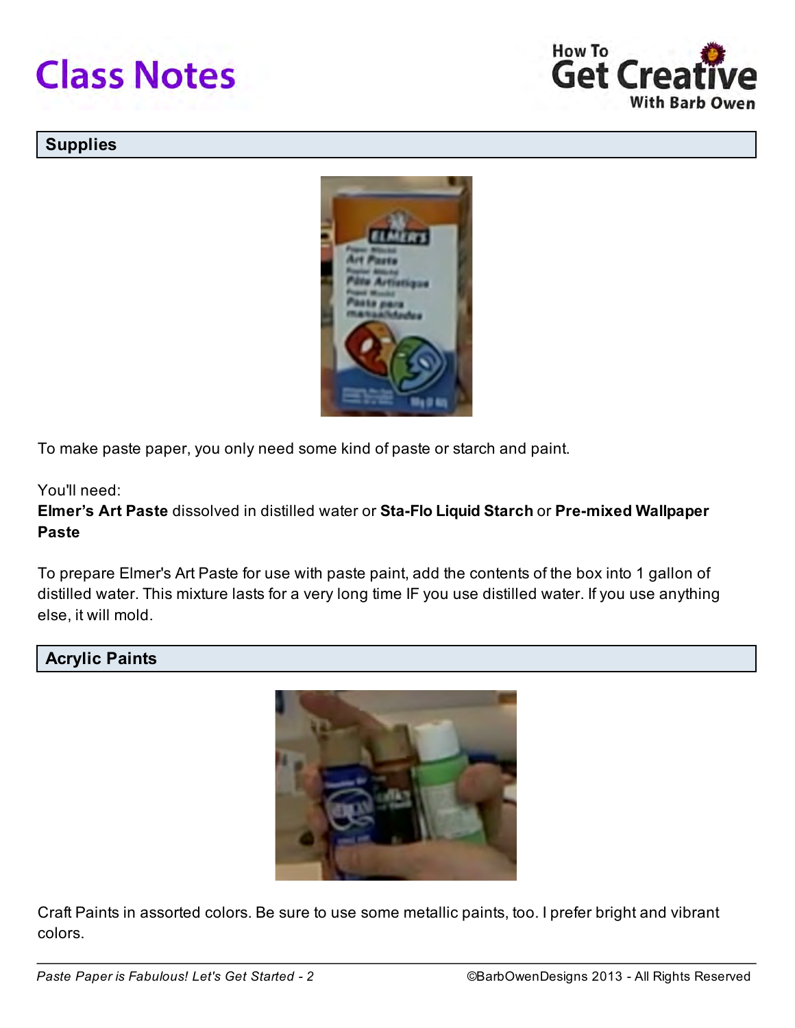## Supplies

To make paste paper, you only need some kind of paste or starch and paint.

You'll need:
**Elmer's Art Paste** dissolved in distilled water or **Sta-Flo Liquid Starch** or **Pre-mixed Wallpaper Paste**

To prepare Elmer's Art Paste for use with paste paint, add the contents of the box into 1 gallon of distilled water. This mixture lasts for a very long time IF you use distilled water. If you use anything else, it will mold.

## Acrylic Paints

Craft Paints in assorted colors. Be sure to use some metallic paints, too. I prefer bright and vibrant colors.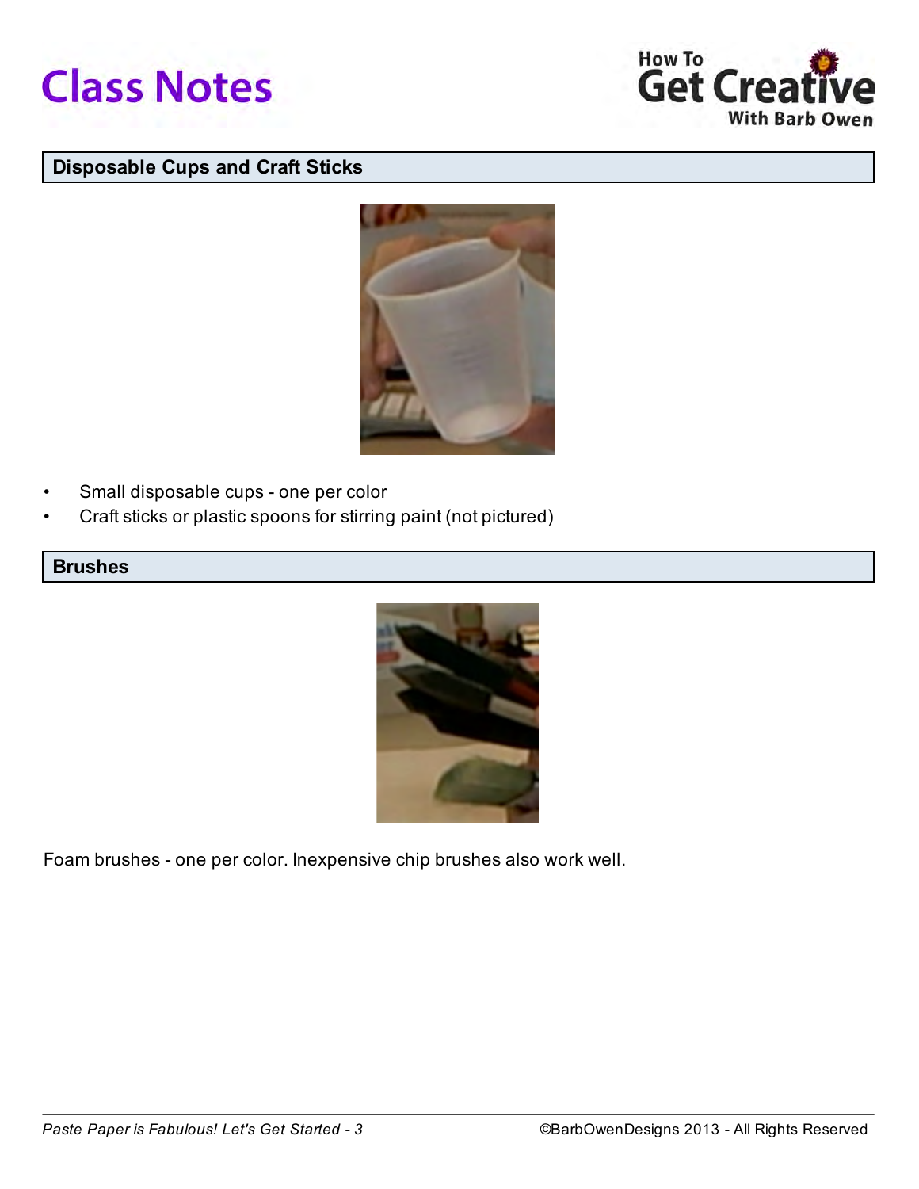## Disposable Cups and Craft Sticks

- Small disposable cups - one per color
- Craft sticks or plastic spoons for stirring paint (not pictured)

## Brushes

Foam brushes - one per color. Inexpensive chip brushes also work well.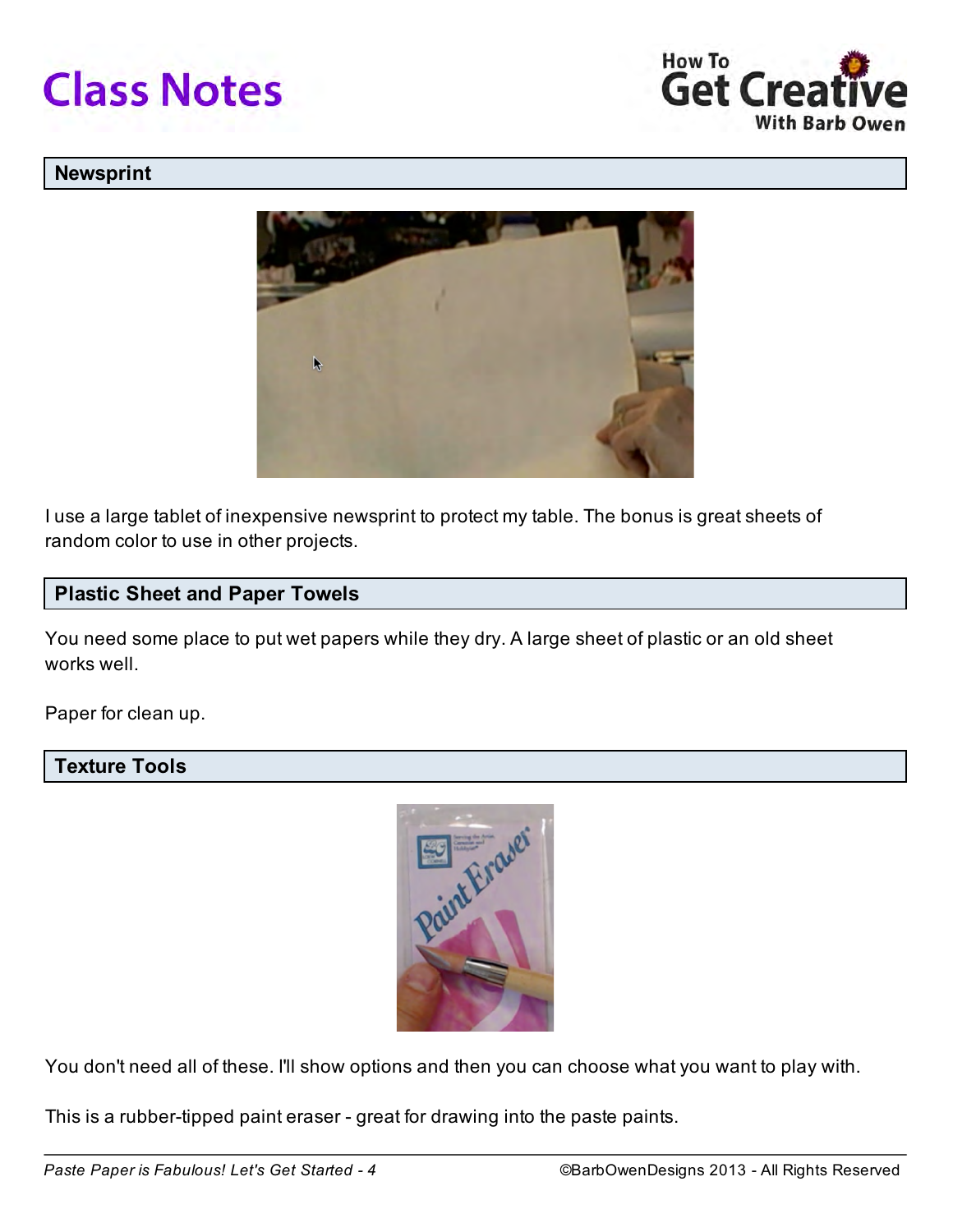## Newsprint

I use a large tablet of inexpensive newsprint to protect my table. The bonus is great sheets of random color to use in other projects.

## Plastic Sheet and Paper Towels

You need some place to put wet papers while they dry. A large sheet of plastic or an old sheet works well.

Paper for clean up.

## Texture Tools

You don't need all of these. I'll show options and then you can choose what you want to play with.

This is a rubber-tipped paint eraser - great for drawing into the paste paints.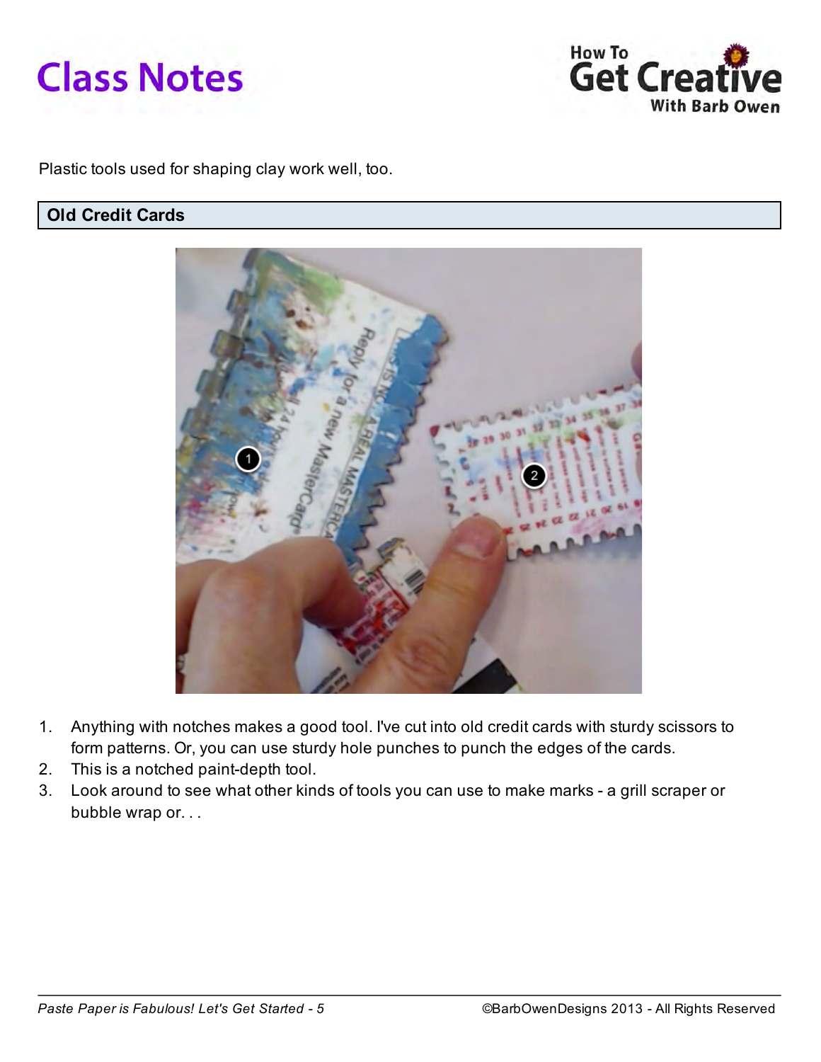Plastic tools used for shaping clay work well, too.

## Old Credit Cards

1. Anything with notches makes a good tool. I've cut into old credit cards with sturdy scissors to form patterns. Or, you can use sturdy hole punches to punch the edges of the cards.
2. This is a notched paint-depth tool.
3. Look around to see what other kinds of tools you can use to make marks - a grill scraper or bubble wrap or. . .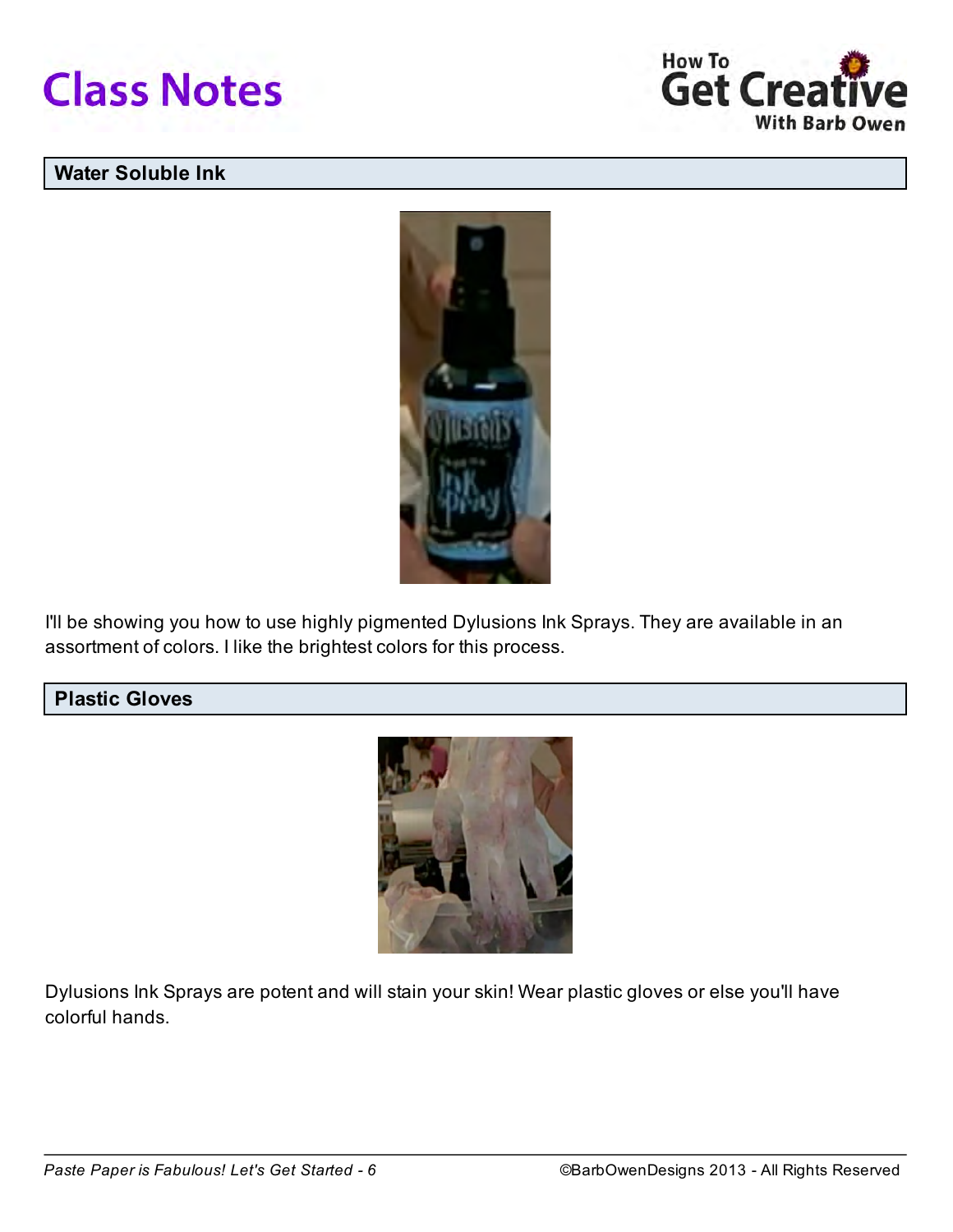## Water Soluble Ink

I'll be showing you how to use highly pigmented Dylusions Ink Sprays. They are available in an assortment of colors. I like the brightest colors for this process.

## Plastic Gloves

Dylusions Ink Sprays are potent and will stain your skin! Wear plastic gloves or else you'll have colorful hands.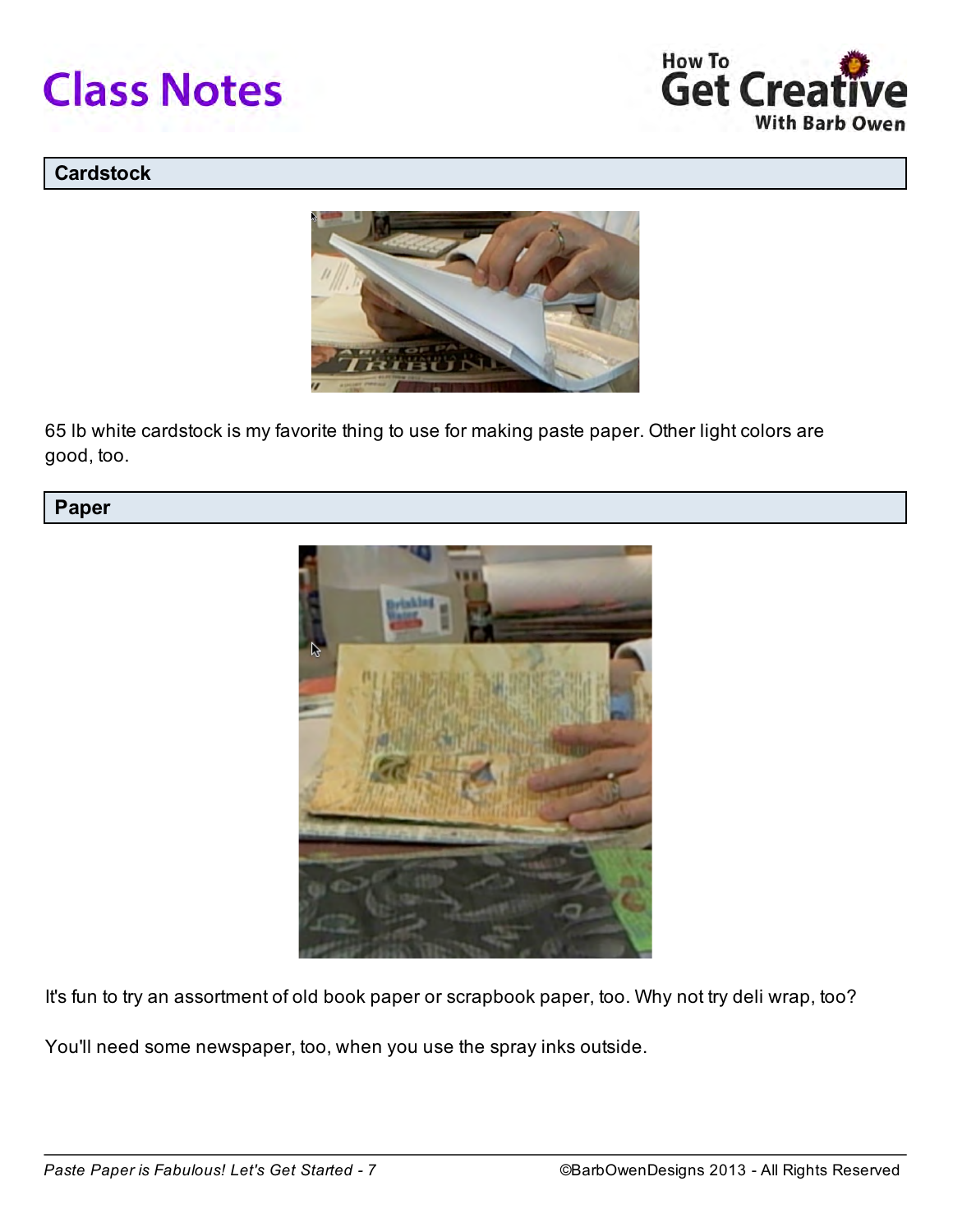## Cardstock

65 lb white cardstock is my favorite thing to use for making paste paper. Other light colors are good, too.

## Paper

It's fun to try an assortment of old book paper or scrapbook paper, too. Why not try deli wrap, too?

You'll need some newspaper, too, when you use the spray inks outside.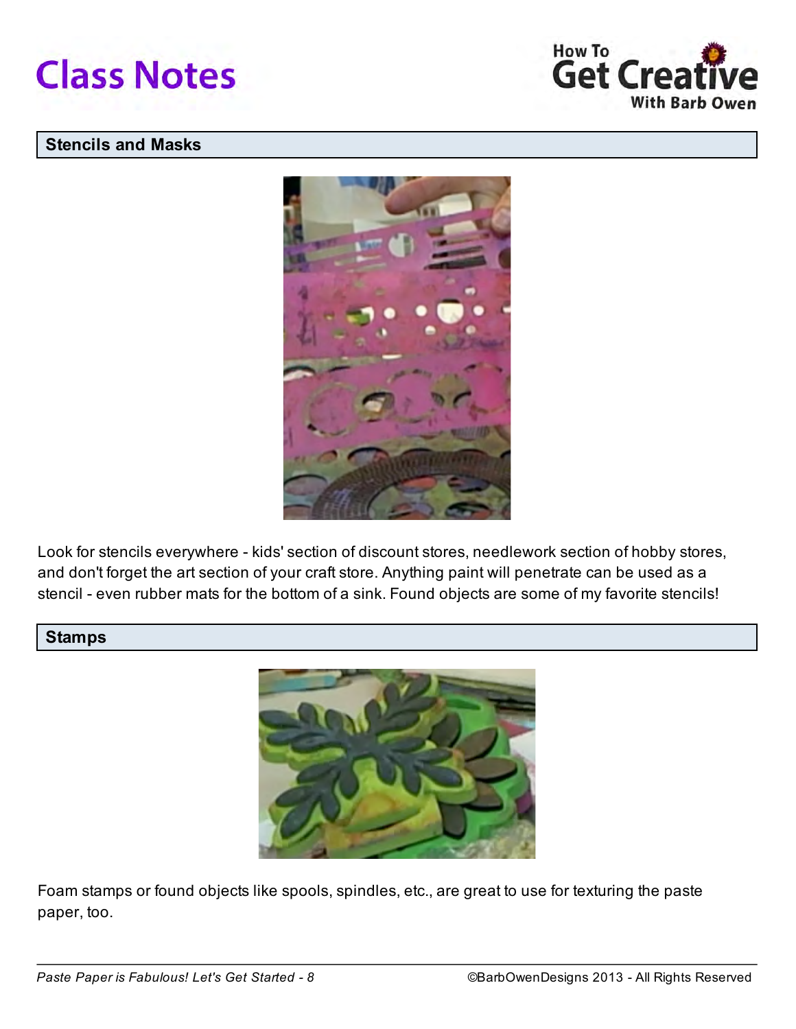## Stencils and Masks

Look for stencils everywhere - kids' section of discount stores, needlework section of hobby stores, and don't forget the art section of your craft store. Anything paint will penetrate can be used as a stencil - even rubber mats for the bottom of a sink. Found objects are some of my favorite stencils!

## Stamps

Foam stamps or found objects like spools, spindles, etc., are great to use for texturing the paste paper, too.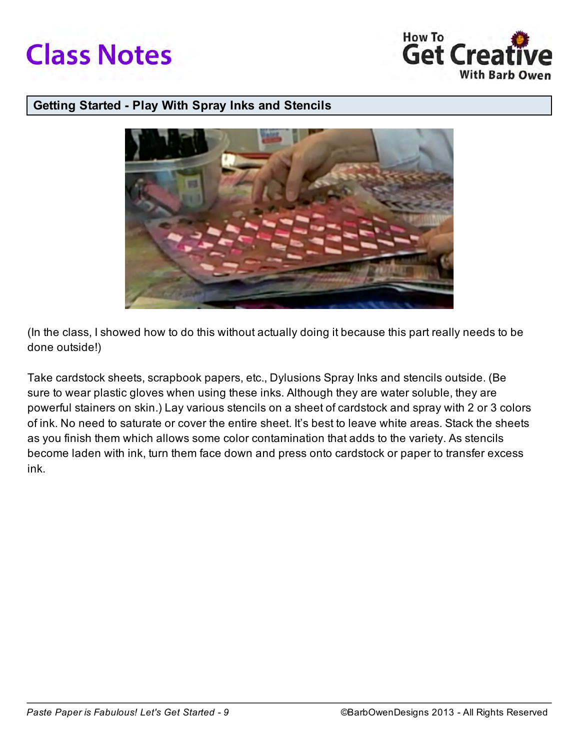# Class Notes

## Getting Started - Play With Spray Inks and Stencils

(In the class, I showed how to do this without actually doing it because this part really needs to be done outside!)

Take cardstock sheets, scrapbook papers, etc., Dylusions Spray Inks and stencils outside. (Be sure to wear plastic gloves when using these inks. Although they are water soluble, they are powerful stainers on skin.) Lay various stencils on a sheet of cardstock and spray with 2 or 3 colors of ink. No need to saturate or cover the entire sheet. It's best to leave white areas. Stack the sheets as you finish them which allows some color contamination that adds to the variety. As stencils become laden with ink, turn them face down and press onto cardstock or paper to transfer excess ink.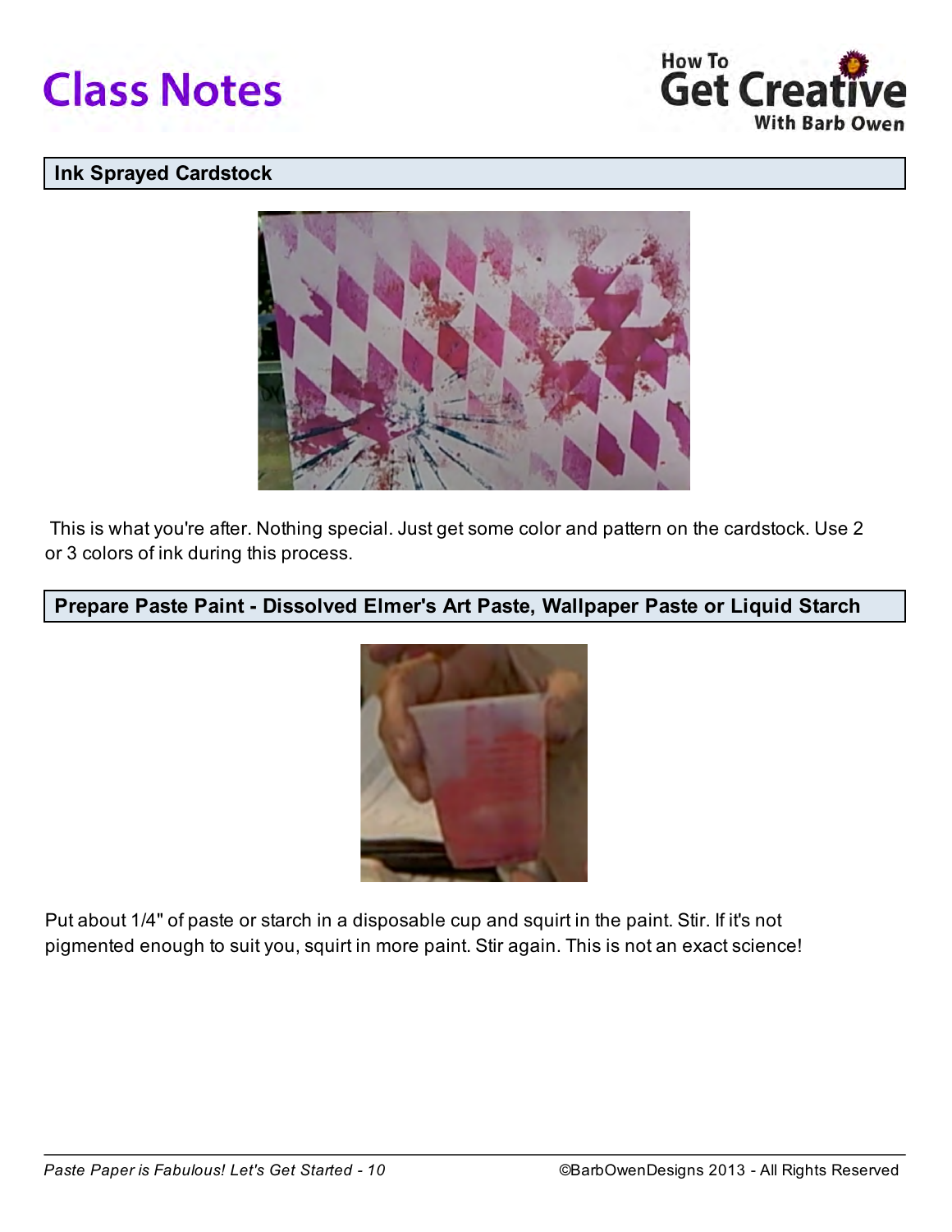## Ink Sprayed Cardstock

This is what you're after. Nothing special. Just get some color and pattern on the cardstock. Use 2 or 3 colors of ink during this process.

## Prepare Paste Paint - Dissolved Elmer's Art Paste, Wallpaper Paste or Liquid Starch

Put about 1/4" of paste or starch in a disposable cup and squirt in the paint. Stir. If it's not pigmented enough to suit you, squirt in more paint. Stir again. This is not an exact science!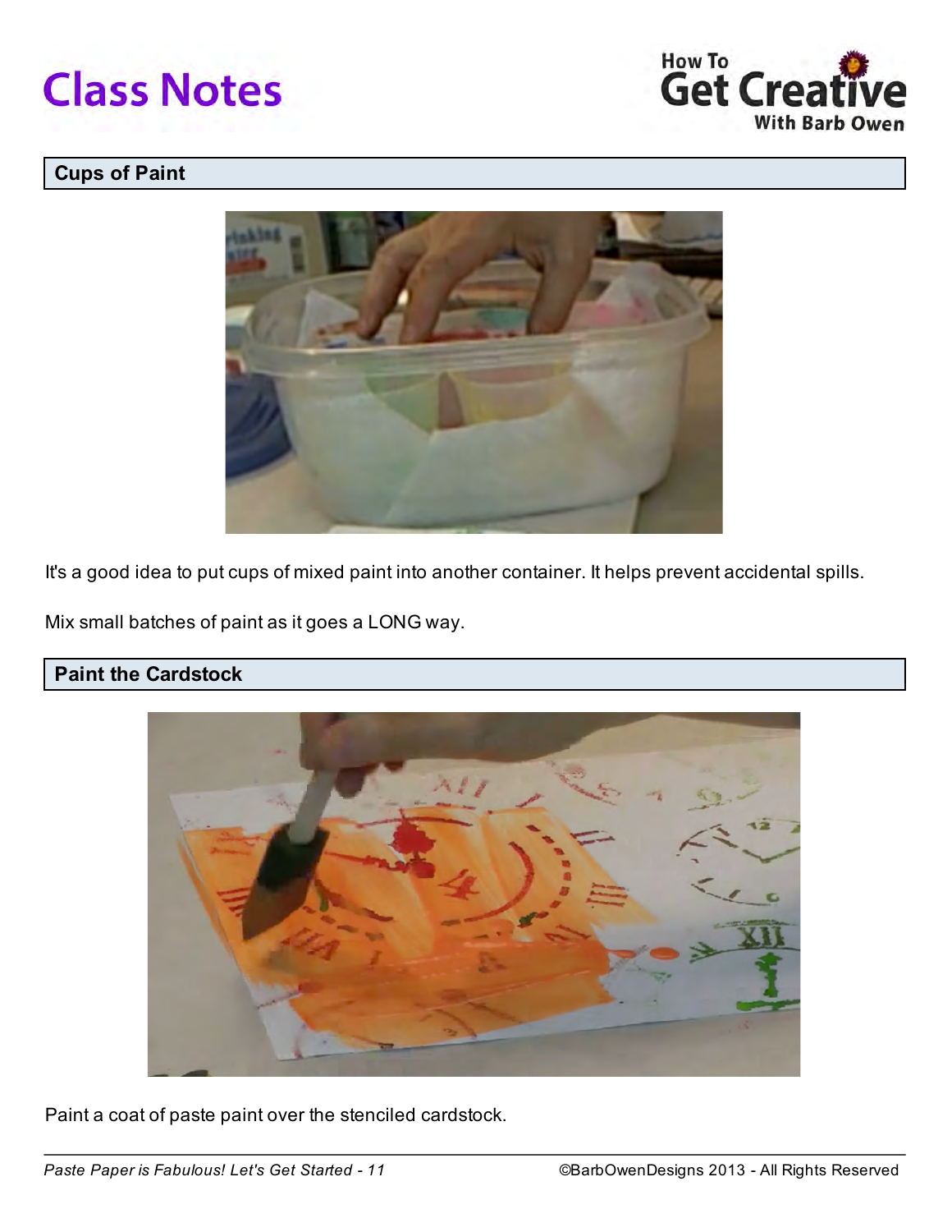## Cups of Paint

It's a good idea to put cups of mixed paint into another container. It helps prevent accidental spills.

Mix small batches of paint as it goes a LONG way.

## Paint the Cardstock

Paint a coat of paste paint over the stenciled cardstock.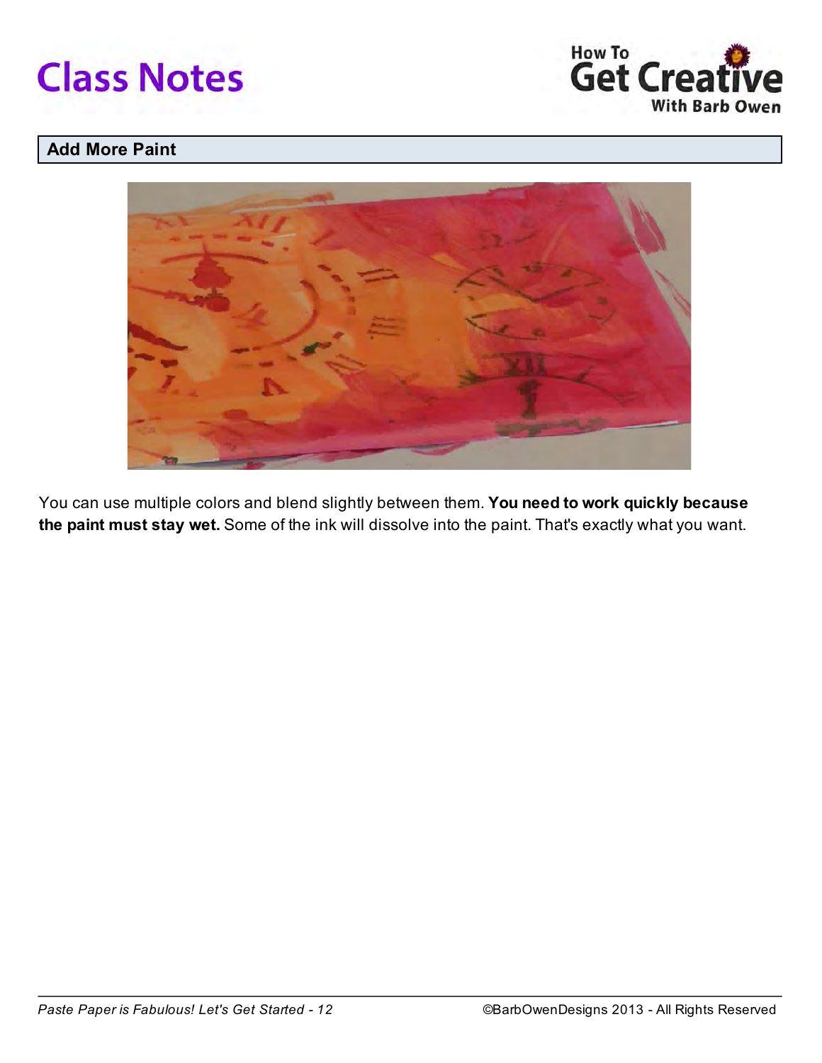## Add More Paint

You can use multiple colors and blend slightly between them. **You need to work quickly because the paint must stay wet.** Some of the ink will dissolve into the paint. That's exactly what you want.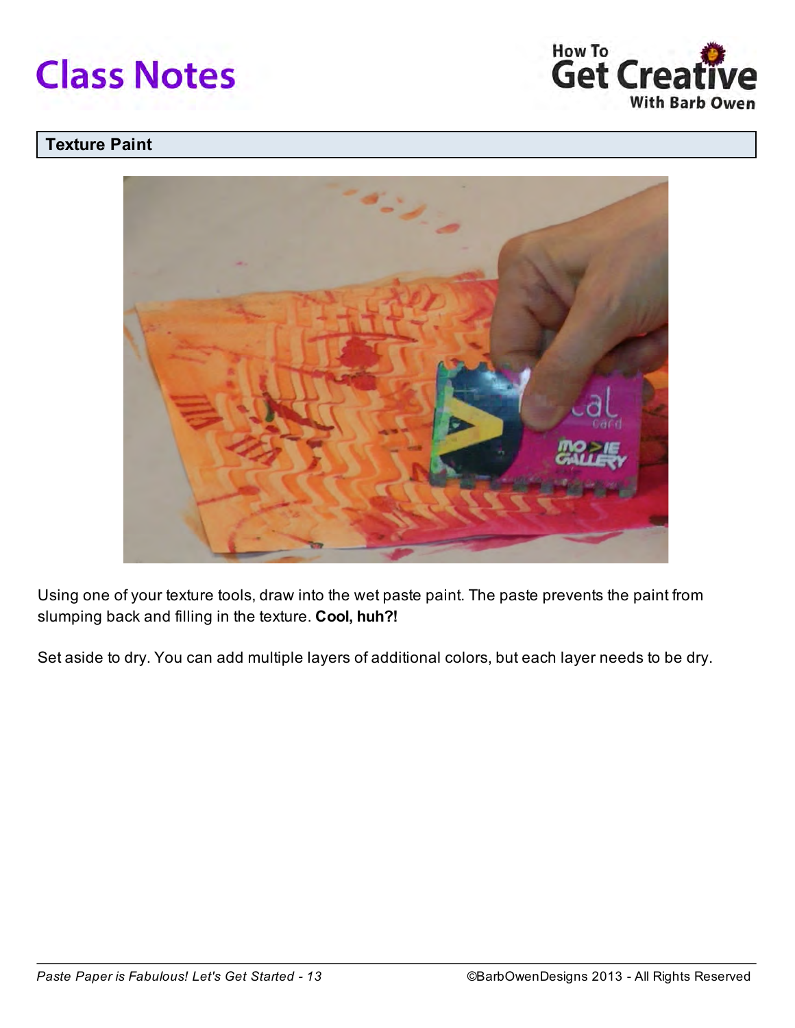## Texture Paint

Using one of your texture tools, draw into the wet paste paint. The paste prevents the paint from slumping back and filling in the texture. **Cool, huh?!**

Set aside to dry. You can add multiple layers of additional colors, but each layer needs to be dry.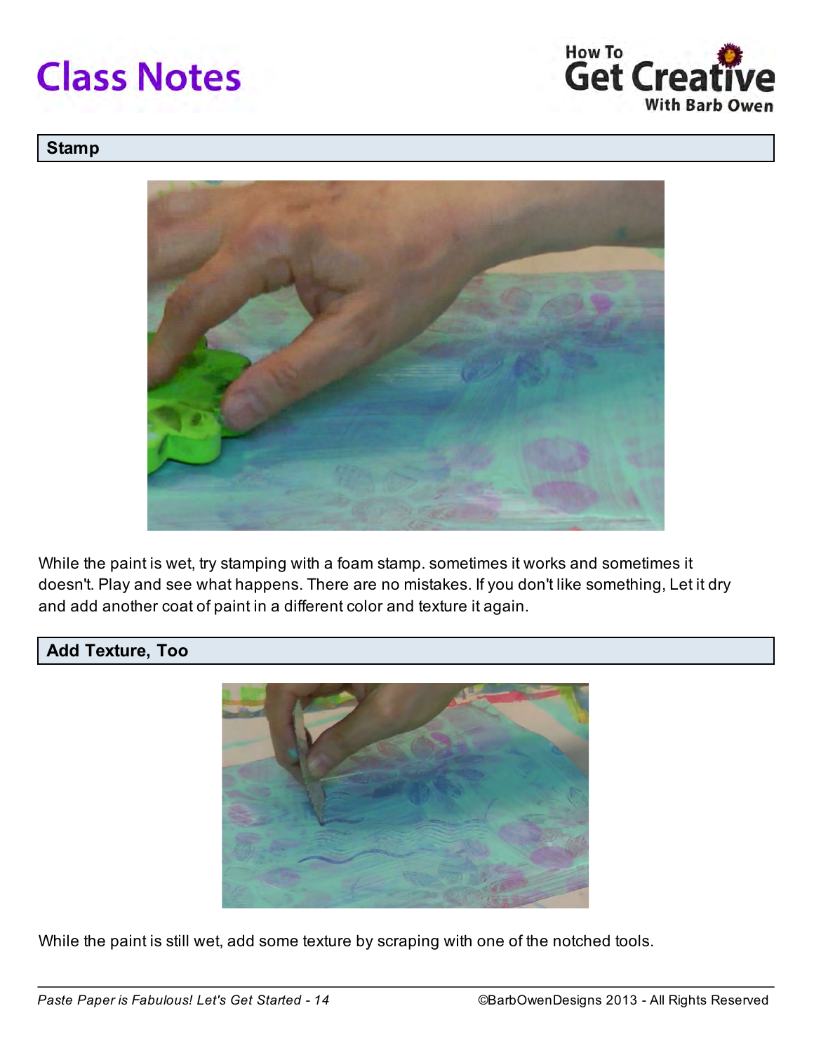## Stamp

While the paint is wet, try stamping with a foam stamp. sometimes it works and sometimes it doesn't. Play and see what happens. There are no mistakes. If you don't like something, Let it dry and add another coat of paint in a different color and texture it again.

## Add Texture, Too

While the paint is still wet, add some texture by scraping with one of the notched tools.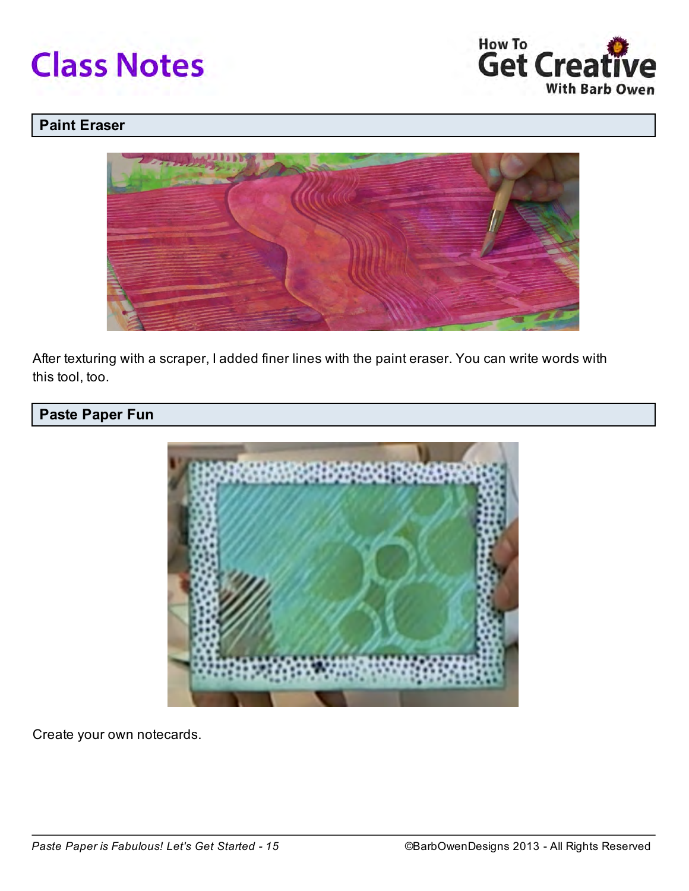## Paint Eraser

After texturing with a scraper, I added finer lines with the paint eraser. You can write words with this tool, too.

## Paste Paper Fun

Create your own notecards.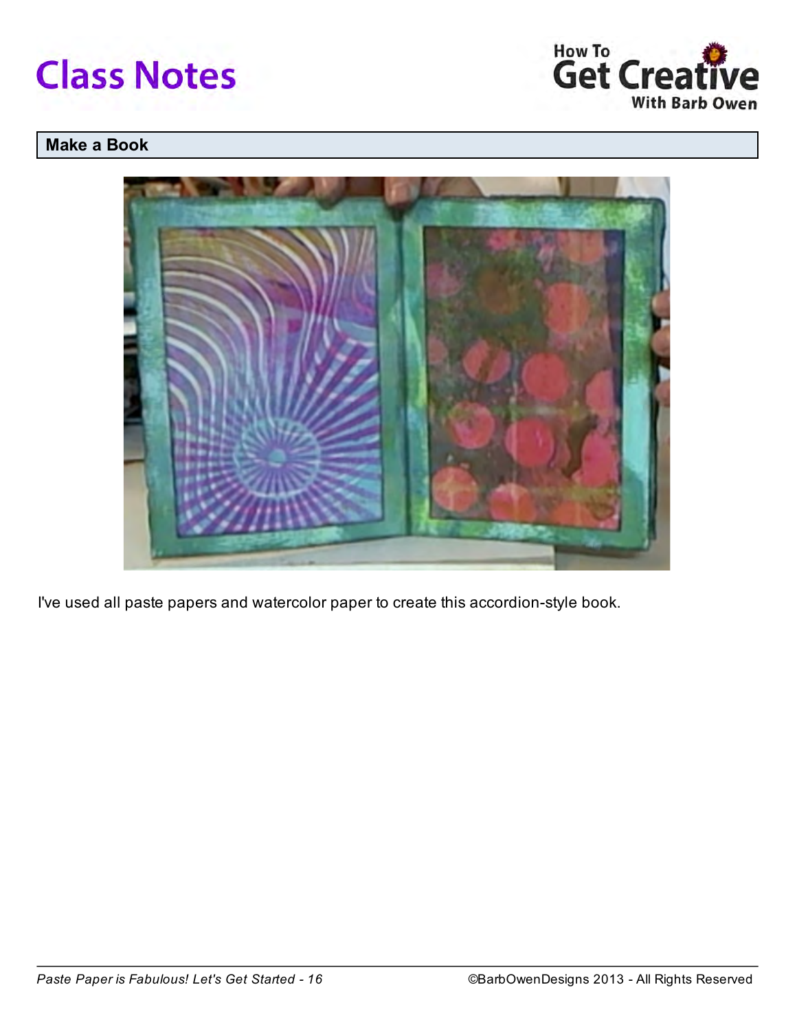## Make a Book

I've used all paste papers and watercolor paper to create this accordion-style book.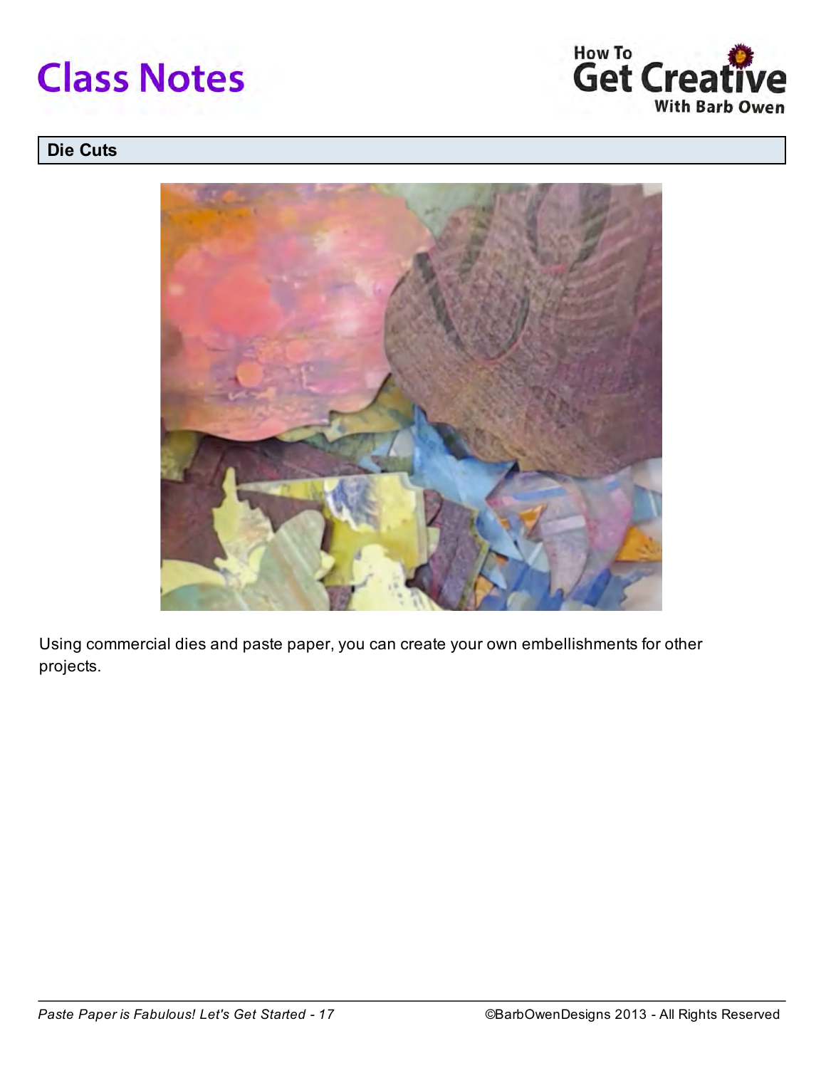## Die Cuts

Using commercial dies and paste paper, you can create your own embellishments for other projects.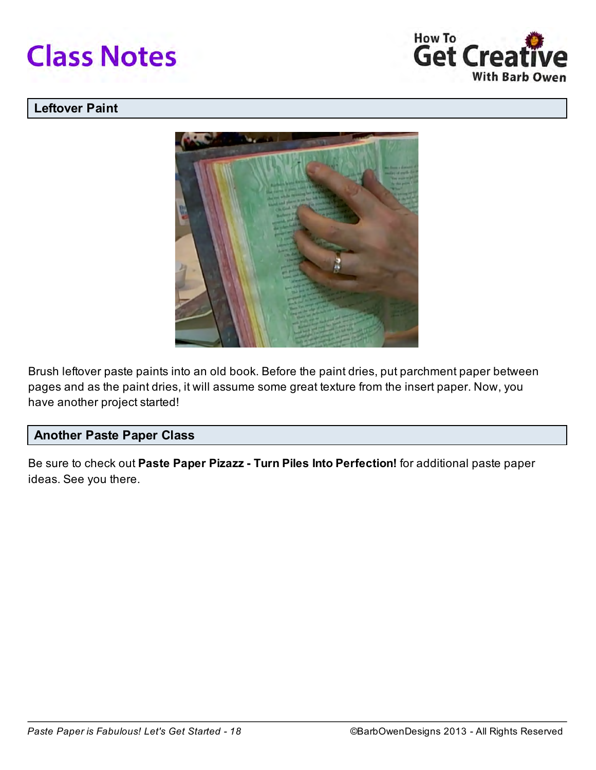# Class Notes

## Leftover Paint

Brush leftover paste paints into an old book. Before the paint dries, put parchment paper between pages and as the paint dries, it will assume some great texture from the insert paper. Now, you have another project started!

## Another Paste Paper Class

Be sure to check out **Paste Paper Pizazz - Turn Piles Into Perfection!** for additional paste paper ideas. See you there.